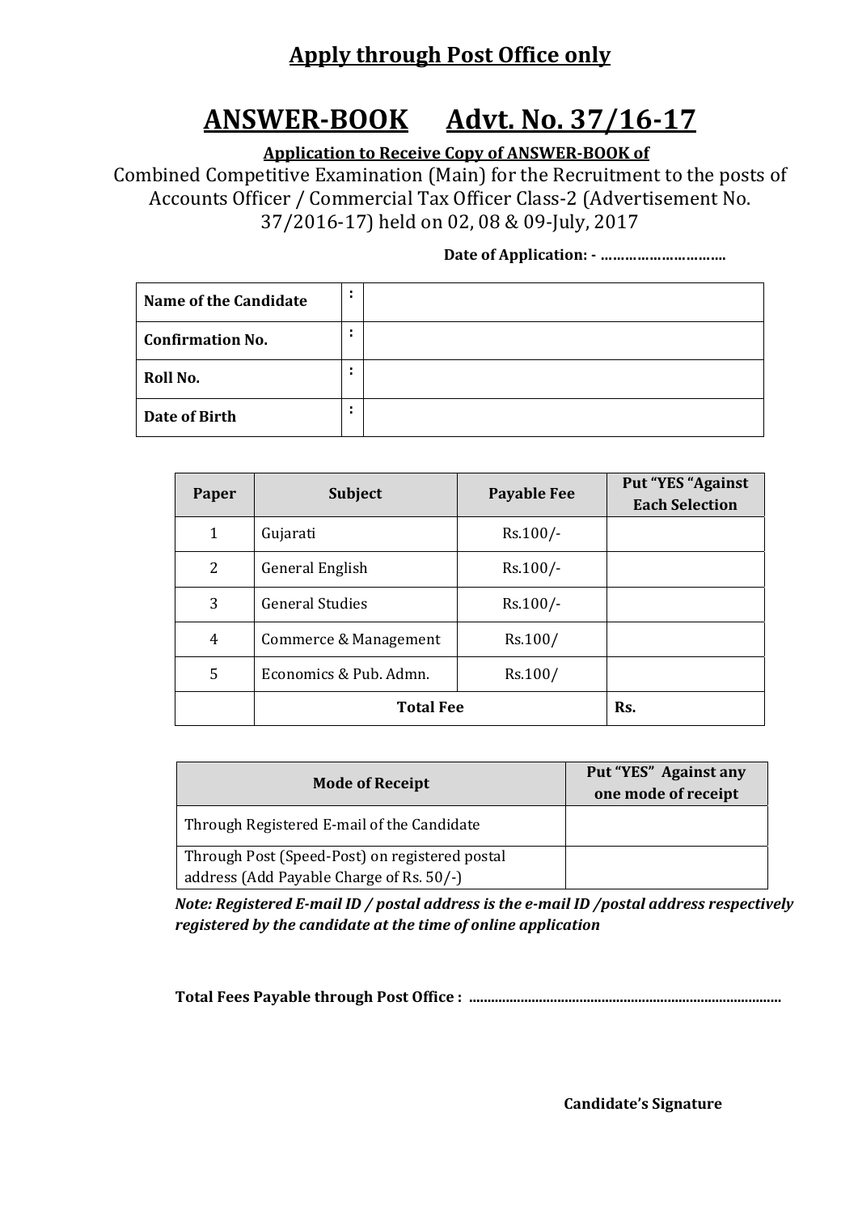**Apply through Post Office only**

# ANSWER-BOOK Advt. No. 37/16-17

**Application to Receive Copy of ANSWER-BOOK of**

Combined Competitive Examination (Main) for the Recruitment to the posts of Accounts Officer / Commercial Tax Officer Class-2 (Advertisement No. 37/2016-17) held on 02, 08 & 09-July, 2017

**Date of Application: - …………………………**

| | | |
|---|---|---|
| **Name of the Candidate** | : | |
| **Confirmation No.** | : | |
| **Roll No.** | : | |
| **Date of Birth** | : | |

| Paper | Subject | Payable Fee | Put "YES "Against Each Selection |
|---|---|---|---|
| 1 | Gujarati | Rs.100/- | |
| 2 | General English | Rs.100/- | |
| 3 | General Studies | Rs.100/- | |
| 4 | Commerce & Management | Rs.100/ | |
| 5 | Economics & Pub. Admn. | Rs.100/ | |
| | **Total Fee** | | **Rs.** |

| Mode of Receipt | Put "YES" Against any one mode of receipt |
|---|---|
| Through Registered E-mail of the Candidate | |
| Through Post (Speed-Post) on registered postal address (Add Payable Charge of Rs. 50/-) | |

***Note: Registered E-mail ID / postal address is the e-mail ID /postal address respectively registered by the candidate at the time of online application***

**Total Fees Payable through Post Office : ………………………………………………………………………**

**Candidate's Signature**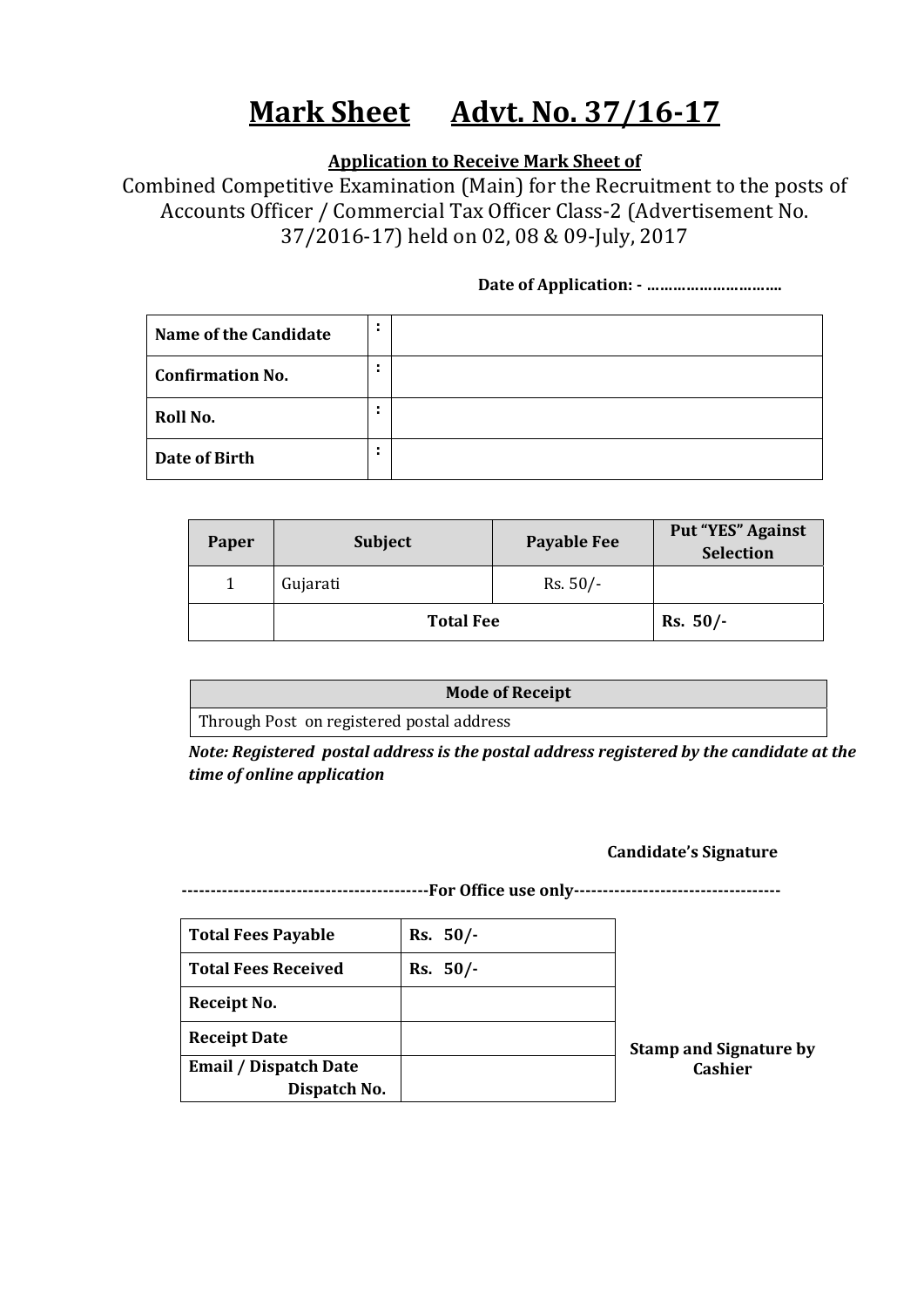# Mark Sheet      Advt. No. 37/16-17

**Application to Receive Mark Sheet of**

Combined Competitive Examination (Main) for the Recruitment to the posts of Accounts Officer / Commercial Tax Officer Class-2 (Advertisement No. 37/2016-17) held on 02, 08 & 09-July, 2017

**Date of Application: - …………………………**

| | | |
|---|---|---|
| **Name of the Candidate** | : | |
| **Confirmation No.** | : | |
| **Roll No.** | : | |
| **Date of Birth** | : | |

| Paper | Subject | Payable Fee | Put "YES" Against Selection |
|---|---|---|---|
| 1 | Gujarati | Rs. 50/- | |
| | **Total Fee** | | **Rs. 50/-** |

| Mode of Receipt |
|---|
| Through Post on registered postal address |

***Note: Registered postal address is the postal address registered by the candidate at the time of online application***

**Candidate's Signature**

**------------------------------------------For Office use only-----------------------------------**

| | |
|---|---|
| **Total Fees Payable** | **Rs. 50/-** |
| **Total Fees Received** | **Rs. 50/-** |
| **Receipt No.** | |
| **Receipt Date** | |
| **Email / Dispatch Date Dispatch No.** | |

**Stamp and Signature by Cashier**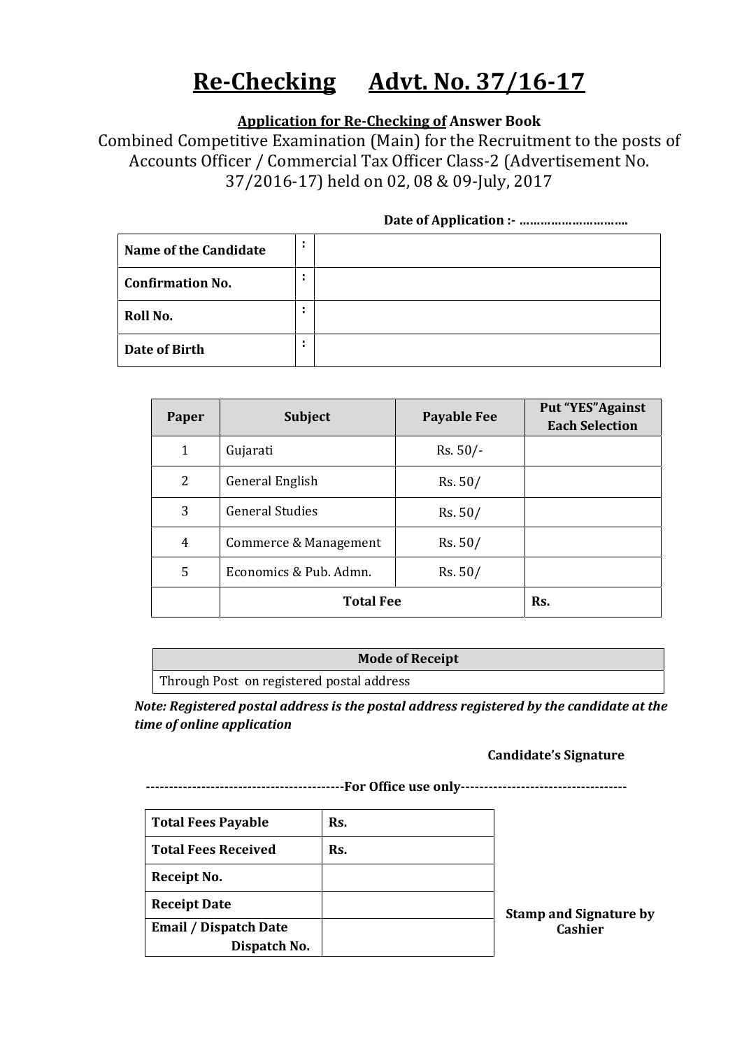# Re-Checking Advt. No. 37/16-17

**Application for Re-Checking of Answer Book**

Combined Competitive Examination (Main) for the Recruitment to the posts of Accounts Officer / Commercial Tax Officer Class-2 (Advertisement No. 37/2016-17) held on 02, 08 & 09-July, 2017

**Date of Application :- …………………………**

| | | |
|---|---|---|
| **Name of the Candidate** | : | |
| **Confirmation No.** | : | |
| **Roll No.** | : | |
| **Date of Birth** | : | |

| Paper | Subject | Payable Fee | Put "YES"Against Each Selection |
|---|---|---|---|
| 1 | Gujarati | Rs. 50/- | |
| 2 | General English | Rs. 50/ | |
| 3 | General Studies | Rs. 50/ | |
| 4 | Commerce & Management | Rs. 50/ | |
| 5 | Economics & Pub. Admn. | Rs. 50/ | |
| | **Total Fee** | | **Rs.** |

| Mode of Receipt |
|---|
| Through Post on registered postal address |

***Note: Registered postal address is the postal address registered by the candidate at the time of online application***

**Candidate's Signature**

------------------------------------------For Office use only-----------------------------------

| | |
|---|---|
| **Total Fees Payable** | **Rs.** |
| **Total Fees Received** | **Rs.** |
| **Receipt No.** | |
| **Receipt Date** | |
| **Email / Dispatch Date Dispatch No.** | |

**Stamp and Signature by Cashier**